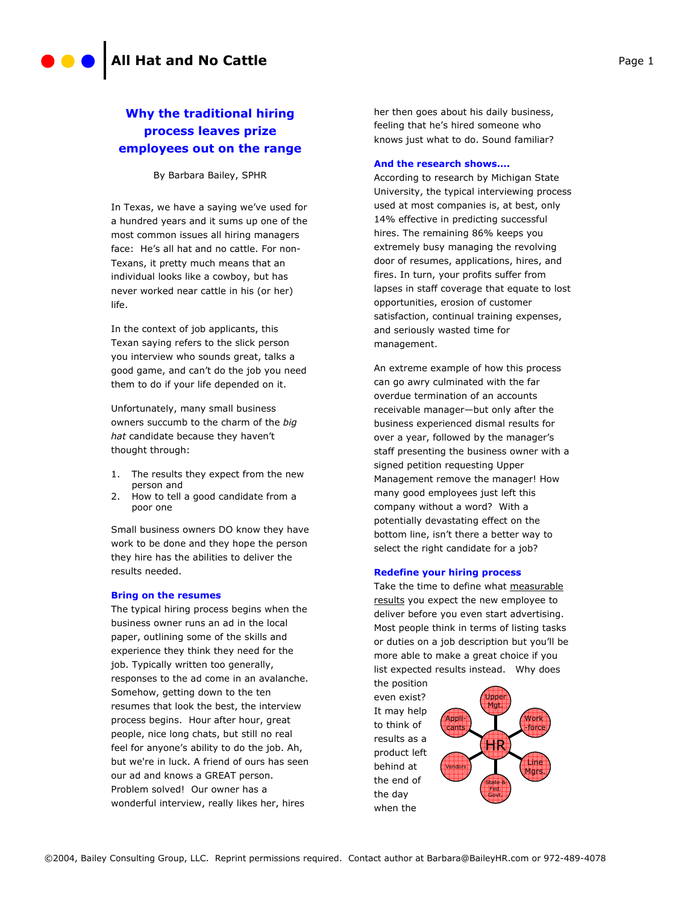## Why the traditional hiring process leaves prize employees out on the range

By Barbara Bailey, SPHR

In Texas, we have a saying we've used for a hundred years and it sums up one of the most common issues all hiring managers face: He's all hat and no cattle. For non-Texans, it pretty much means that an individual looks like a cowboy, but has never worked near cattle in his (or her) life.

In the context of job applicants, this Texan saying refers to the slick person you interview who sounds great, talks a good game, and can't do the job you need them to do if your life depended on it.

Unfortunately, many small business owners succumb to the charm of the *big hat* candidate because they haven't thought through:

1. The results they expect from the new person and
2. How to tell a good candidate from a poor one

Small business owners DO know they have work to be done and they hope the person they hire has the abilities to deliver the results needed.

### Bring on the resumes

The typical hiring process begins when the business owner runs an ad in the local paper, outlining some of the skills and experience they think they need for the job. Typically written too generally, responses to the ad come in an avalanche. Somehow, getting down to the ten resumes that look the best, the interview process begins. Hour after hour, great people, nice long chats, but still no real feel for anyone's ability to do the job. Ah, but we're in luck. A friend of ours has seen our ad and knows a GREAT person. Problem solved! Our owner has a wonderful interview, really likes her, hires her then goes about his daily business, feeling that he's hired someone who knows just what to do. Sound familiar?

### And the research shows….

According to research by Michigan State University, the typical interviewing process used at most companies is, at best, only 14% effective in predicting successful hires. The remaining 86% keeps you extremely busy managing the revolving door of resumes, applications, hires, and fires. In turn, your profits suffer from lapses in staff coverage that equate to lost opportunities, erosion of customer satisfaction, continual training expenses, and seriously wasted time for management.

An extreme example of how this process can go awry culminated with the far overdue termination of an accounts receivable manager—but only after the business experienced dismal results for over a year, followed by the manager's staff presenting the business owner with a signed petition requesting Upper Management remove the manager! How many good employees just left this company without a word? With a potentially devastating effect on the bottom line, isn't there a better way to select the right candidate for a job?

### Redefine your hiring process

Take the time to define what measurable results you expect the new employee to deliver before you even start advertising. Most people think in terms of listing tasks or duties on a job description but you'll be more able to make a great choice if you list expected results instead. Why does the position even exist? It may help to think of results as a product left behind at the end of the day when the

HR — Upper Mgt. — Work-force — Line Mgrs. — State & Fed. Govt. — Vendors — Appli-cants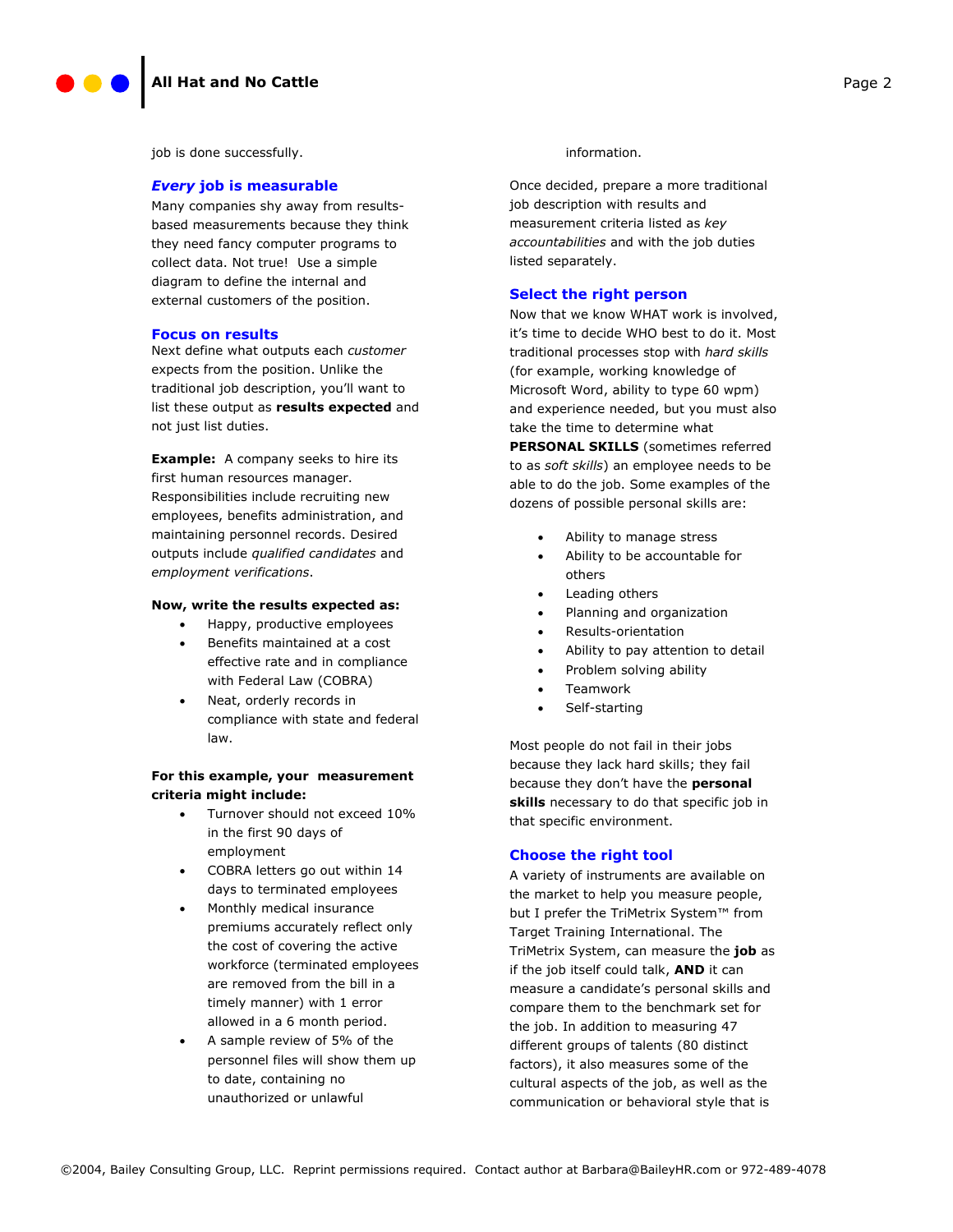job is done successfully.

### *Every* job is measurable

Many companies shy away from results-based measurements because they think they need fancy computer programs to collect data. Not true! Use a simple diagram to define the internal and external customers of the position.

### Focus on results

Next define what outputs each *customer* expects from the position. Unlike the traditional job description, you'll want to list these output as **results expected** and not just list duties.

**Example:** A company seeks to hire its first human resources manager. Responsibilities include recruiting new employees, benefits administration, and maintaining personnel records. Desired outputs include *qualified candidates* and *employment verifications*.

**Now, write the results expected as:**

- Happy, productive employees
- Benefits maintained at a cost effective rate and in compliance with Federal Law (COBRA)
- Neat, orderly records in compliance with state and federal law.

**For this example, your measurement criteria might include:**

- Turnover should not exceed 10% in the first 90 days of employment
- COBRA letters go out within 14 days to terminated employees
- Monthly medical insurance premiums accurately reflect only the cost of covering the active workforce (terminated employees are removed from the bill in a timely manner) with 1 error allowed in a 6 month period.
- A sample review of 5% of the personnel files will show them up to date, containing no unauthorized or unlawful information.

Once decided, prepare a more traditional job description with results and measurement criteria listed as *key accountabilities* and with the job duties listed separately.

### Select the right person

Now that we know WHAT work is involved, it's time to decide WHO best to do it. Most traditional processes stop with *hard skills* (for example, working knowledge of Microsoft Word, ability to type 60 wpm) and experience needed, but you must also take the time to determine what **PERSONAL SKILLS** (sometimes referred to as *soft skills*) an employee needs to be able to do the job. Some examples of the dozens of possible personal skills are:

- Ability to manage stress
- Ability to be accountable for others
- Leading others
- Planning and organization
- Results-orientation
- Ability to pay attention to detail
- Problem solving ability
- Teamwork
- Self-starting

Most people do not fail in their jobs because they lack hard skills; they fail because they don't have the **personal skills** necessary to do that specific job in that specific environment.

### Choose the right tool

A variety of instruments are available on the market to help you measure people, but I prefer the TriMetrix System™ from Target Training International. The TriMetrix System, can measure the **job** as if the job itself could talk, **AND** it can measure a candidate's personal skills and compare them to the benchmark set for the job. In addition to measuring 47 different groups of talents (80 distinct factors), it also measures some of the cultural aspects of the job, as well as the communication or behavioral style that is

©2004, Bailey Consulting Group, LLC. Reprint permissions required. Contact author at Barbara@BaileyHR.com or 972-489-4078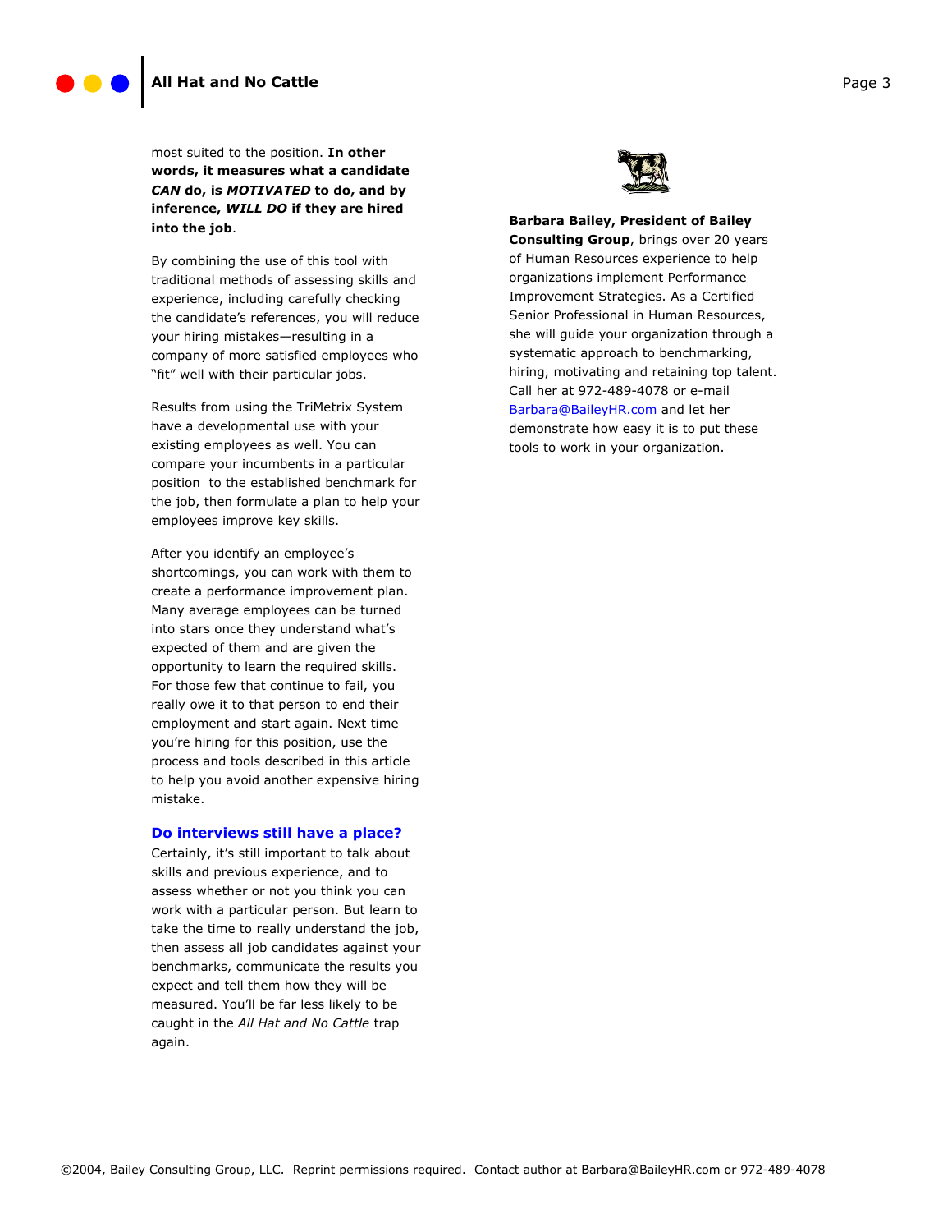most suited to the position. **In other words, it measures what a candidate *CAN* do, is *MOTIVATED* to do, and by inference, *WILL DO* if they are hired into the job**.

By combining the use of this tool with traditional methods of assessing skills and experience, including carefully checking the candidate's references, you will reduce your hiring mistakes—resulting in a company of more satisfied employees who "fit" well with their particular jobs.

Results from using the TriMetrix System have a developmental use with your existing employees as well. You can compare your incumbents in a particular position to the established benchmark for the job, then formulate a plan to help your employees improve key skills.

After you identify an employee's shortcomings, you can work with them to create a performance improvement plan. Many average employees can be turned into stars once they understand what's expected of them and are given the opportunity to learn the required skills. For those few that continue to fail, you really owe it to that person to end their employment and start again. Next time you're hiring for this position, use the process and tools described in this article to help you avoid another expensive hiring mistake.

### Do interviews still have a place?

Certainly, it's still important to talk about skills and previous experience, and to assess whether or not you think you can work with a particular person. But learn to take the time to really understand the job, then assess all job candidates against your benchmarks, communicate the results you expect and tell them how they will be measured. You'll be far less likely to be caught in the *All Hat and No Cattle* trap again.

**Barbara Bailey, President of Bailey Consulting Group**, brings over 20 years of Human Resources experience to help organizations implement Performance Improvement Strategies. As a Certified Senior Professional in Human Resources, she will guide your organization through a systematic approach to benchmarking, hiring, motivating and retaining top talent. Call her at 972-489-4078 or e-mail Barbara@BaileyHR.com and let her demonstrate how easy it is to put these tools to work in your organization.

©2004, Bailey Consulting Group, LLC. Reprint permissions required. Contact author at Barbara@BaileyHR.com or 972-489-4078